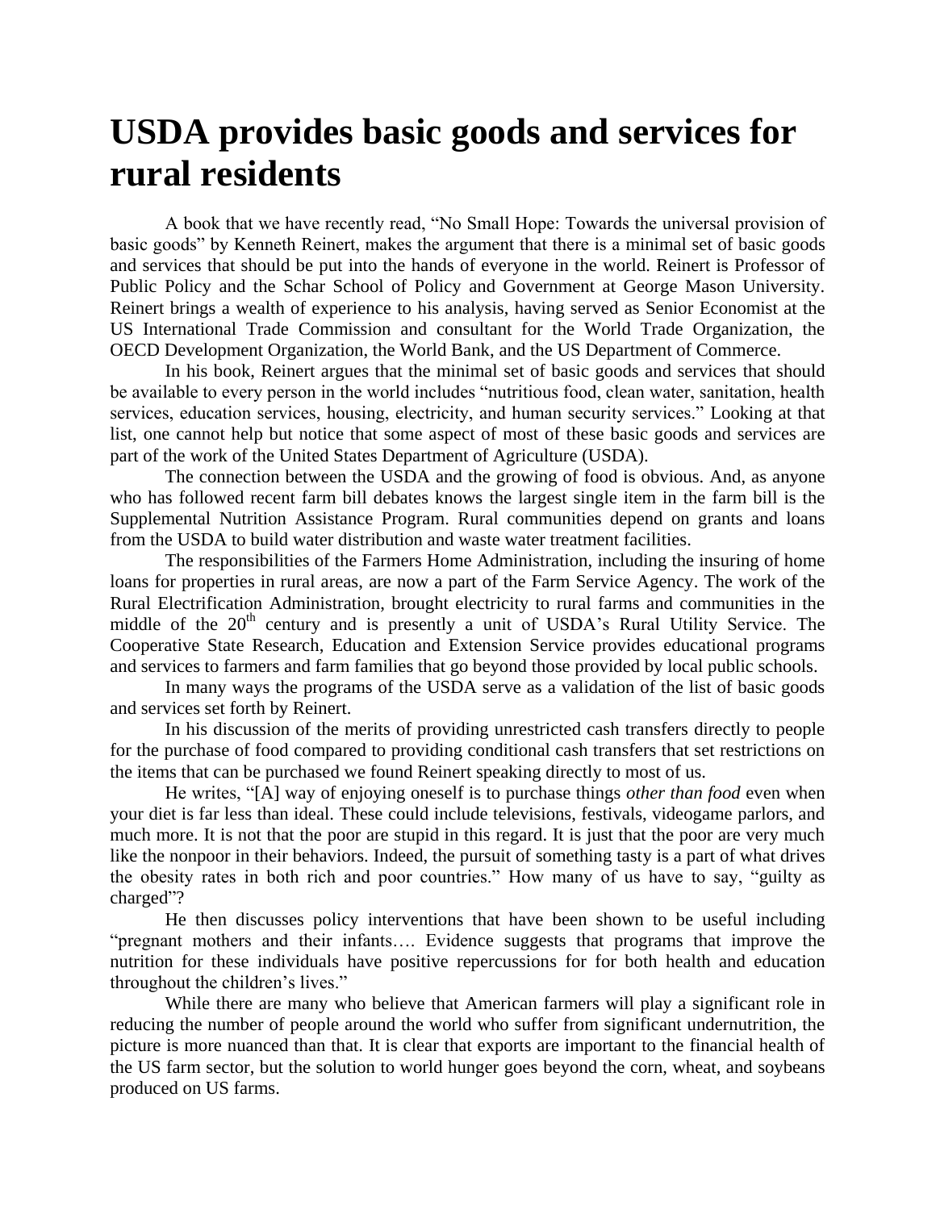# USDA provides basic goods and services for rural residents

A book that we have recently read, "No Small Hope: Towards the universal provision of basic goods" by Kenneth Reinert, makes the argument that there is a minimal set of basic goods and services that should be put into the hands of everyone in the world. Reinert is Professor of Public Policy and the Schar School of Policy and Government at George Mason University. Reinert brings a wealth of experience to his analysis, having served as Senior Economist at the US International Trade Commission and consultant for the World Trade Organization, the OECD Development Organization, the World Bank, and the US Department of Commerce.

In his book, Reinert argues that the minimal set of basic goods and services that should be available to every person in the world includes "nutritious food, clean water, sanitation, health services, education services, housing, electricity, and human security services." Looking at that list, one cannot help but notice that some aspect of most of these basic goods and services are part of the work of the United States Department of Agriculture (USDA).

The connection between the USDA and the growing of food is obvious. And, as anyone who has followed recent farm bill debates knows the largest single item in the farm bill is the Supplemental Nutrition Assistance Program. Rural communities depend on grants and loans from the USDA to build water distribution and waste water treatment facilities.

The responsibilities of the Farmers Home Administration, including the insuring of home loans for properties in rural areas, are now a part of the Farm Service Agency. The work of the Rural Electrification Administration, brought electricity to rural farms and communities in the middle of the 20th century and is presently a unit of USDA's Rural Utility Service. The Cooperative State Research, Education and Extension Service provides educational programs and services to farmers and farm families that go beyond those provided by local public schools.

In many ways the programs of the USDA serve as a validation of the list of basic goods and services set forth by Reinert.

In his discussion of the merits of providing unrestricted cash transfers directly to people for the purchase of food compared to providing conditional cash transfers that set restrictions on the items that can be purchased we found Reinert speaking directly to most of us.

He writes, "[A] way of enjoying oneself is to purchase things *other than food* even when your diet is far less than ideal. These could include televisions, festivals, videogame parlors, and much more. It is not that the poor are stupid in this regard. It is just that the poor are very much like the nonpoor in their behaviors. Indeed, the pursuit of something tasty is a part of what drives the obesity rates in both rich and poor countries." How many of us have to say, "guilty as charged"?

He then discusses policy interventions that have been shown to be useful including "pregnant mothers and their infants…. Evidence suggests that programs that improve the nutrition for these individuals have positive repercussions for for both health and education throughout the children's lives."

While there are many who believe that American farmers will play a significant role in reducing the number of people around the world who suffer from significant undernutrition, the picture is more nuanced than that. It is clear that exports are important to the financial health of the US farm sector, but the solution to world hunger goes beyond the corn, wheat, and soybeans produced on US farms.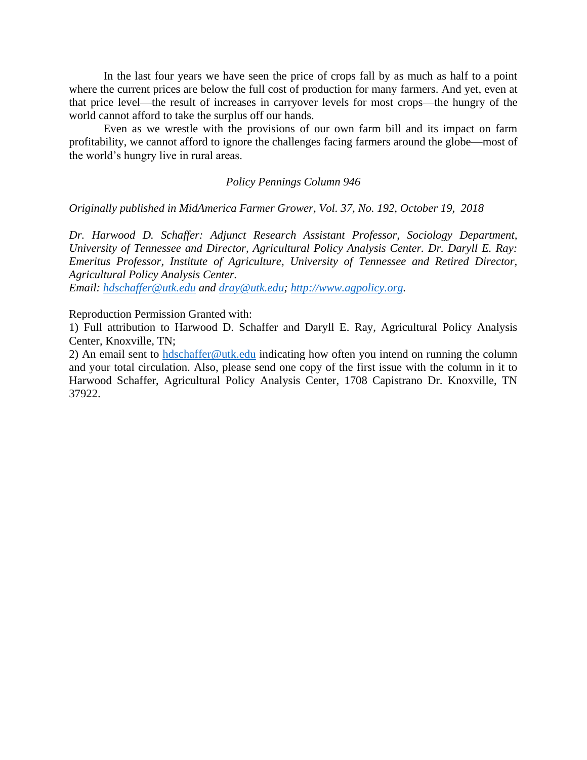In the last four years we have seen the price of crops fall by as much as half to a point where the current prices are below the full cost of production for many farmers. And yet, even at that price level—the result of increases in carryover levels for most crops—the hungry of the world cannot afford to take the surplus off our hands.

Even as we wrestle with the provisions of our own farm bill and its impact on farm profitability, we cannot afford to ignore the challenges facing farmers around the globe—most of the world's hungry live in rural areas.

*Policy Pennings Column 946*

*Originally published in MidAmerica Farmer Grower, Vol. 37, No. 192, October 19, 2018*

*Dr. Harwood D. Schaffer: Adjunct Research Assistant Professor, Sociology Department, University of Tennessee and Director, Agricultural Policy Analysis Center. Dr. Daryll E. Ray: Emeritus Professor, Institute of Agriculture, University of Tennessee and Retired Director, Agricultural Policy Analysis Center.*
*Email: hdschaffer@utk.edu and dray@utk.edu; http://www.agpolicy.org.*

Reproduction Permission Granted with:
1) Full attribution to Harwood D. Schaffer and Daryll E. Ray, Agricultural Policy Analysis Center, Knoxville, TN;
2) An email sent to hdschaffer@utk.edu indicating how often you intend on running the column and your total circulation. Also, please send one copy of the first issue with the column in it to Harwood Schaffer, Agricultural Policy Analysis Center, 1708 Capistrano Dr. Knoxville, TN 37922.